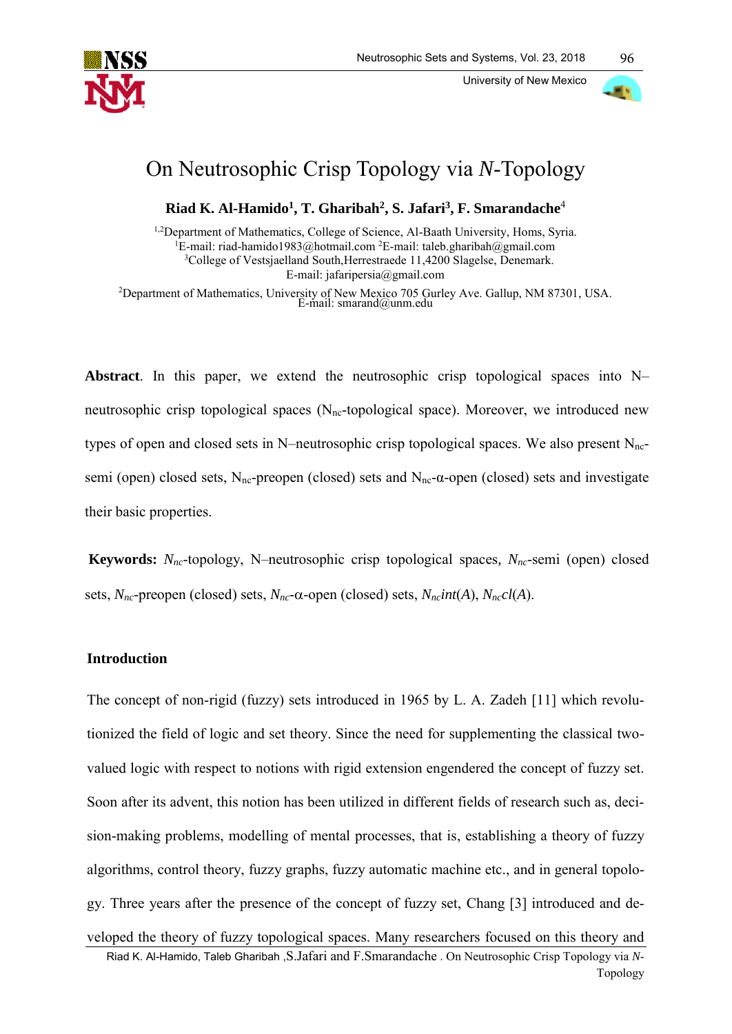# On Neutrosophic Crisp Topology via *N*-Topology

**Riad K. Al-Hamido[1], T. Gharibah[2], S. Jafari[3], F. Smarandache[4]**

[1,2]Department of Mathematics, College of Science, Al-Baath University, Homs, Syria.
[1]E-mail: riad-hamido1983@hotmail.com [2]E-mail: taleb.gharibah@gmail.com
[3]College of Vestsjaelland South,Herrestraede 11,4200 Slagelse, Denemark.
E-mail: jafaripersia@gmail.com
[2]Department of Mathematics, University of New Mexico 705 Gurley Ave. Gallup, NM 87301, USA.
E-mail: smarand@unm.edu

**Abstract**. In this paper, we extend the neutrosophic crisp topological spaces into N–neutrosophic crisp topological spaces ($N_{nc}$-topological space). Moreover, we introduced new types of open and closed sets in N–neutrosophic crisp topological spaces. We also present $N_{nc}$-semi (open) closed sets, $N_{nc}$-preopen (closed) sets and $N_{nc}$-α-open (closed) sets and investigate their basic properties.

**Keywords:** $N_{nc}$-topology, N–neutrosophic crisp topological spaces, $N_{nc}$-semi (open) closed sets, $N_{nc}$-preopen (closed) sets, $N_{nc}$-α-open (closed) sets, $N_{nc}int(A)$, $N_{nc}cl(A)$.

## Introduction

The concept of non-rigid (fuzzy) sets introduced in 1965 by L. A. Zadeh [11] which revolutionized the field of logic and set theory. Since the need for supplementing the classical two-valued logic with respect to notions with rigid extension engendered the concept of fuzzy set. Soon after its advent, this notion has been utilized in different fields of research such as, decision-making problems, modelling of mental processes, that is, establishing a theory of fuzzy algorithms, control theory, fuzzy graphs, fuzzy automatic machine etc., and in general topology. Three years after the presence of the concept of fuzzy set, Chang [3] introduced and developed the theory of fuzzy topological spaces. Many researchers focused on this theory and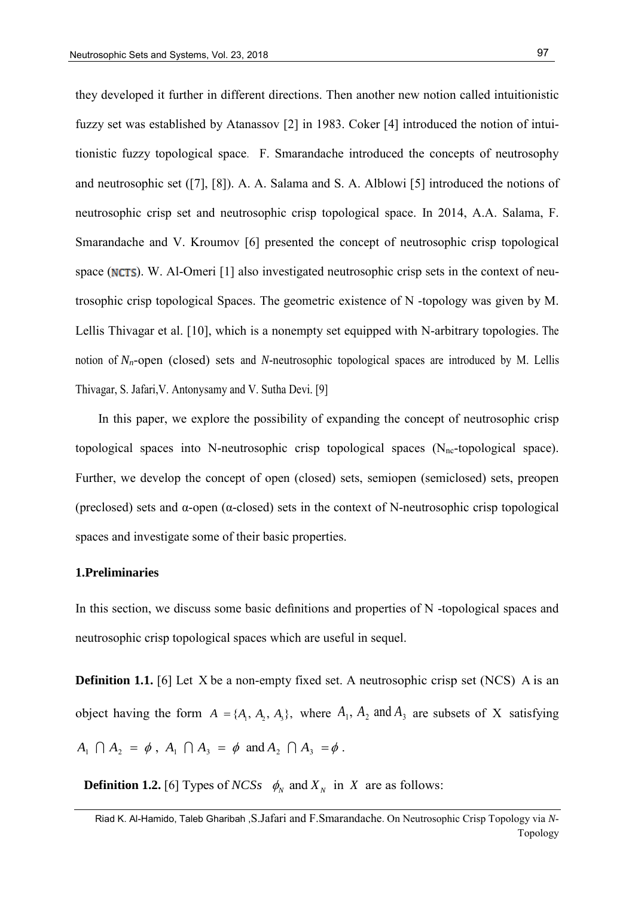they developed it further in different directions. Then another new notion called intuitionistic fuzzy set was established by Atanassov [2] in 1983. Coker [4] introduced the notion of intuitionistic fuzzy topological space. F. Smarandache introduced the concepts of neutrosophy and neutrosophic set ([7], [8]). A. A. Salama and S. A. Alblowi [5] introduced the notions of neutrosophic crisp set and neutrosophic crisp topological space. In 2014, A.A. Salama, F. Smarandache and V. Kroumov [6] presented the concept of neutrosophic crisp topological space (NCTS). W. Al-Omeri [1] also investigated neutrosophic crisp sets in the context of neutrosophic crisp topological Spaces. The geometric existence of N -topology was given by M. Lellis Thivagar et al. [10], which is a nonempty set equipped with N-arbitrary topologies. The notion of $N_n$-open (closed) sets and *N*-neutrosophic topological spaces are introduced by M. Lellis Thivagar, S. Jafari,V. Antonysamy and V. Sutha Devi. [9]

In this paper, we explore the possibility of expanding the concept of neutrosophic crisp topological spaces into N-neutrosophic crisp topological spaces ($N_{nc}$-topological space). Further, we develop the concept of open (closed) sets, semiopen (semiclosed) sets, preopen (preclosed) sets and α-open (α-closed) sets in the context of N-neutrosophic crisp topological spaces and investigate some of their basic properties.

## 1.Preliminaries

In this section, we discuss some basic definitions and properties of N -topological spaces and neutrosophic crisp topological spaces which are useful in sequel.

**Definition 1.1.** [6] Let X be a non-empty fixed set. A neutrosophic crisp set (NCS) A is an object having the form $A = \{A_1, A_2, A_3\}$, where $A_1, A_2$ and $A_3$ are subsets of X satisfying $A_1 \cap A_2 = \phi$, $A_1 \cap A_3 = \phi$ and $A_2 \cap A_3 = \phi$.

**Definition 1.2.** [6] Types of *NCSs* $\phi_N$ and $X_N$ in $X$ are as follows: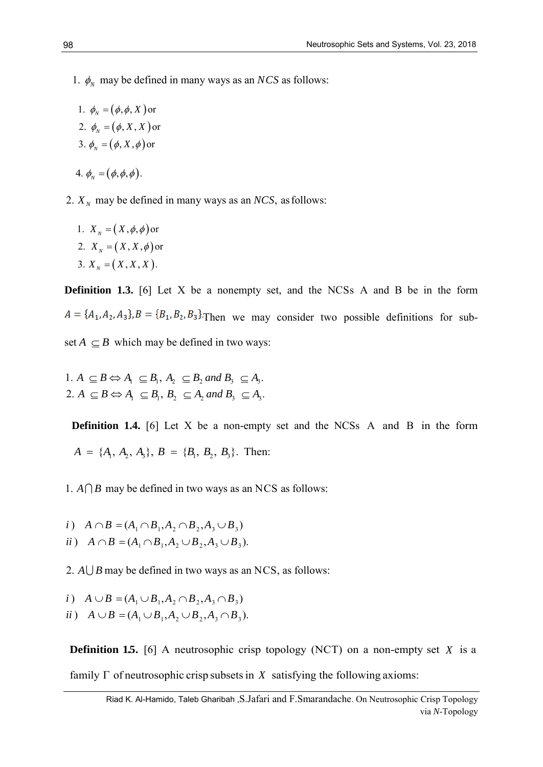1. $\phi_N$ may be defined in many ways as an $NCS$ as follows:

   1. $\phi_N = (\phi, \phi, X)$ or
   2. $\phi_N = (\phi, X, X)$ or
   3. $\phi_N = (\phi, X, \phi)$ or
   4. $\phi_N = (\phi, \phi, \phi)$.

2. $X_N$ may be defined in many ways as an $NCS$, as follows:

   1. $X_N = (X, \phi, \phi)$ or
   2. $X_N = (X, X, \phi)$ or
   3. $X_N = (X, X, X)$.

**Definition 1.3.** [6] Let X be a nonempty set, and the NCSs A and B be in the form $A = \{A_1, A_2, A_3\}, B = \{B_1, B_2, B_3\}$. Then we may consider two possible definitions for subset $A \subseteq B$ which may be defined in two ways:

1. $A \subseteq B \Leftrightarrow A_1 \subseteq B_1,\ A_2 \subseteq B_2$ *and* $B_3 \subseteq A_3$.
2. $A \subseteq B \Leftrightarrow A_1 \subseteq B_1,\ B_2 \subseteq A_2$ *and* $B_3 \subseteq A_3$.

**Definition 1.4.** [6] Let X be a non-empty set and the NCSs A and B in the form $A = \{A_1, A_2, A_3\},\ B = \{B_1, B_2, B_3\}$. Then:

1. $A \cap B$ may be defined in two ways as an NCS as follows:

$i)\quad A \cap B = (A_1 \cap B_1, A_2 \cap B_2, A_3 \cup B_3)$

$ii)\quad A \cap B = (A_1 \cap B_1, A_2 \cup B_2, A_3 \cup B_3)$.

2. $A \cup B$ may be defined in two ways as an NCS, as follows:

$i)\quad A \cup B = (A_1 \cup B_1, A_2 \cap B_2, A_3 \cap B_3)$

$ii)\quad A \cup B = (A_1 \cup B_1, A_2 \cup B_2, A_3 \cap B_3)$.

**Definition 1.5.** [6] A neutrosophic crisp topology (NCT) on a non-empty set $X$ is a family $\Gamma$ of neutrosophic crisp subsets in $X$ satisfying the following axioms: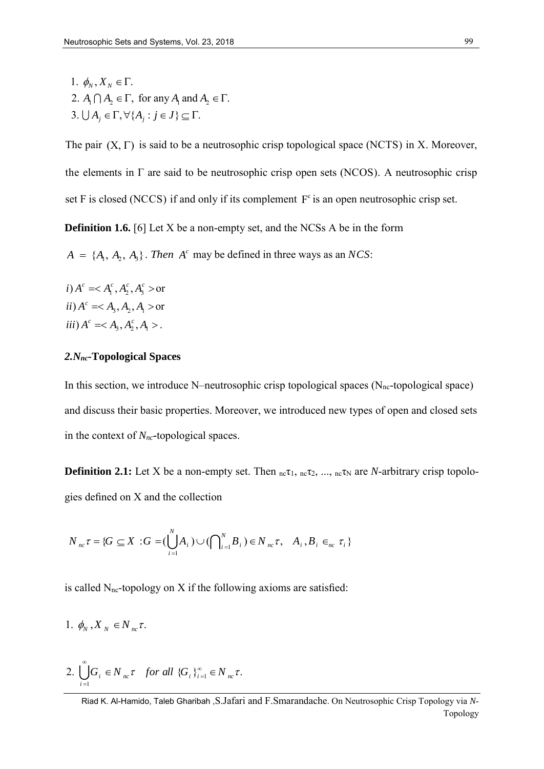1. $\phi_N, X_N \in \Gamma$.
2. $A_1 \bigcap A_2 \in \Gamma$, for any $A_1$ and $A_2 \in \Gamma$.
3. $\bigcup A_j \in \Gamma, \forall \{A_j : j \in J\} \subseteq \Gamma$.

The pair $(X, \Gamma)$ is said to be a neutrosophic crisp topological space (NCTS) in X. Moreover, the elements in $\Gamma$ are said to be neutrosophic crisp open sets (NCOS). A neutrosophic crisp set F is closed (NCCS) if and only if its complement $F^c$ is an open neutrosophic crisp set.

**Definition 1.6.** [6] Let X be a non-empty set, and the NCSs A be in the form $A = \{A_1, A_2, A_3\}$. *Then* $A^c$ may be defined in three ways as an *NCS*:

$i) A^c = < A_1^c, A_2^c, A_3^c >$ or
$ii) A^c = < A_3, A_2, A_1 >$ or
$iii) A^c = < A_3, A_2^c, A_1 >$.

## 2. $N_{nc}$-Topological Spaces

In this section, we introduce N–neutrosophic crisp topological spaces ($N_{nc}$-topological space) and discuss their basic properties. Moreover, we introduced new types of open and closed sets in the context of $N_{nc}$-topological spaces.

**Definition 2.1:** Let X be a non-empty set. Then ${}_{nc}\tau_1$, ${}_{nc}\tau_2$, ..., ${}_{nc}\tau_N$ are *N*-arbitrary crisp topologies defined on X and the collection

$$N_{nc}\tau = \{G \subseteq X \ : G = (\bigcup_{i=1}^{N} A_i) \cup (\bigcap_{i=1}^{N} B_i) \in N_{nc}\tau, \quad A_i, B_i \in_{nc} \tau_i\}$$

is called $N_{nc}$-topology on X if the following axioms are satisfied:

1. $\phi_N, X_N \in N_{nc}\tau.$

2. $\bigcup_{i=1}^{\infty} G_i \in N_{nc}\tau \quad for\ all\ \{G_i\}_{i=1}^{\infty} \in N_{nc}\tau.$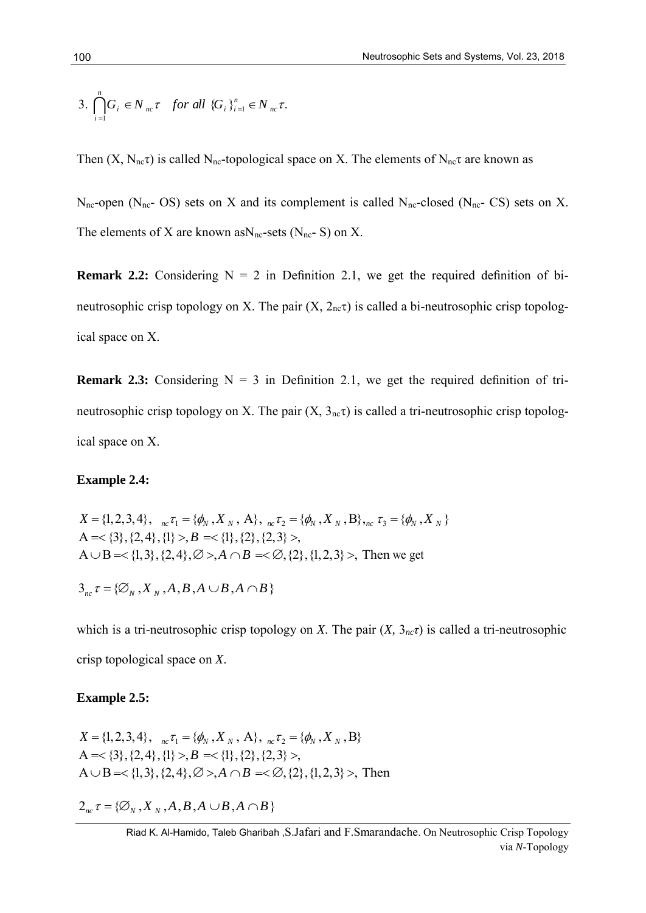3. $\bigcap_{i=1}^{n} G_i \in N_{nc}\tau \quad for\ all\ \{G_i\}_{i=1}^{n} \in N_{nc}\tau.$

Then (X, $N_{nc}\tau$) is called $N_{nc}$-topological space on X. The elements of $N_{nc}\tau$ are known as

$N_{nc}$-open ($N_{nc}$- OS) sets on X and its complement is called $N_{nc}$-closed ($N_{nc}$- CS) sets on X. The elements of X are known as$N_{nc}$-sets ($N_{nc}$- S) on X.

**Remark 2.2:** Considering N = 2 in Definition 2.1, we get the required definition of bi-neutrosophic crisp topology on X. The pair (X, $2_{nc}\tau$) is called a bi-neutrosophic crisp topological space on X.

**Remark 2.3:** Considering N = 3 in Definition 2.1, we get the required definition of tri-neutrosophic crisp topology on X. The pair (X, $3_{nc}\tau$) is called a tri-neutrosophic crisp topological space on X.

**Example 2.4:**

$$X = \{1,2,3,4\},\ \ {}_{nc}\tau_1 = \{\phi_N, X_N, \mathrm{A}\},\ {}_{nc}\tau_2 = \{\phi_N, X_N, \mathrm{B}\},{}_{nc}\ \tau_3 = \{\phi_N, X_N\}$$
$$\mathrm{A} = <\{3\},\{2,4\},\{1\}>, B = <\{1\},\{2\},\{2,3\}>,$$
$$\mathrm{A}\cup\mathrm{B} = <\{1,3\},\{2,4\},\varnothing>, A\cap B = <\varnothing,\{2\},\{1,2,3\}>, \text{ Then we get}$$

$$3_{nc}\tau = \{\varnothing_N, X_N, A, B, A\cup B, A\cap B\}$$

which is a tri-neutrosophic crisp topology on *X*. The pair (*X*, $3_{nc}\tau$) is called a tri-neutrosophic crisp topological space on *X*.

**Example 2.5:**

$$X = \{1,2,3,4\},\ \ {}_{nc}\tau_1 = \{\phi_N, X_N, \mathrm{A}\},\ {}_{nc}\tau_2 = \{\phi_N, X_N, \mathrm{B}\}$$
$$\mathrm{A} = <\{3\},\{2,4\},\{1\}>, B = <\{1\},\{2\},\{2,3\}>,$$
$$\mathrm{A}\cup\mathrm{B} = <\{1,3\},\{2,4\},\varnothing>, A\cap B = <\varnothing,\{2\},\{1,2,3\}>, \text{ Then}$$

$$2_{nc}\tau = \{\varnothing_N, X_N, A, B, A\cup B, A\cap B\}$$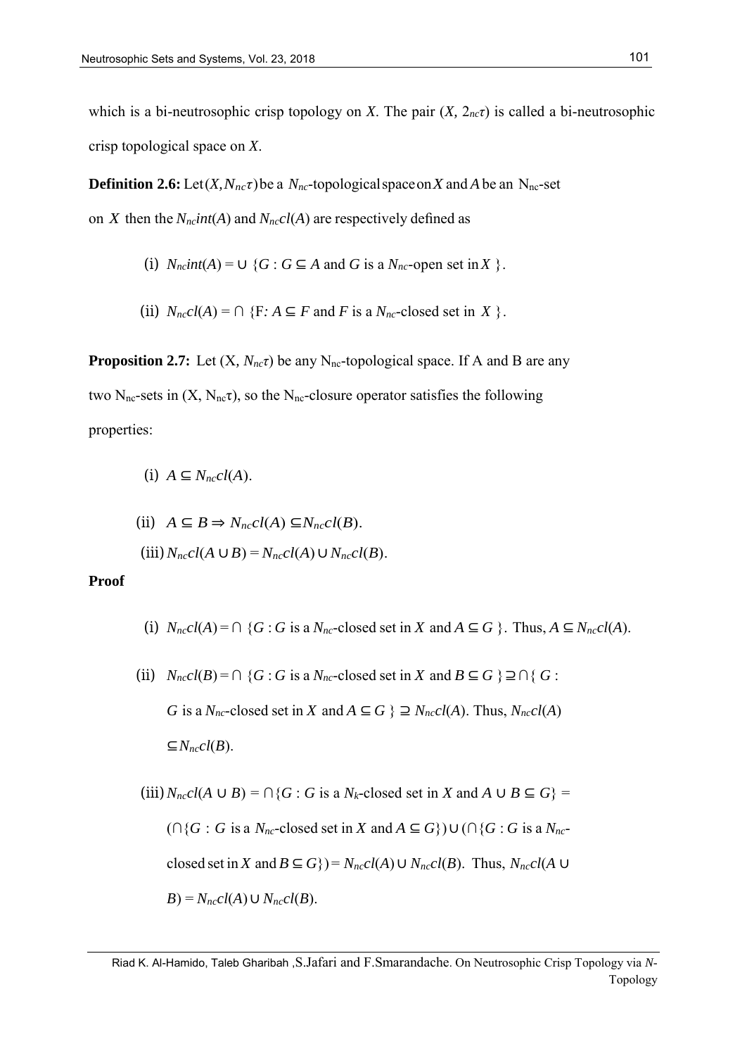which is a bi-neutrosophic crisp topology on $X$. The pair $(X, 2_{nc}\tau)$ is called a bi-neutrosophic crisp topological space on $X$.

**Definition 2.6:** Let $(X, N_{nc}\tau)$ be a $N_{nc}$-topological space on $X$ and $A$ be an $N_{nc}$-set on $X$ then the $N_{nc}int(A)$ and $N_{nc}cl(A)$ are respectively defined as

(i) $N_{nc}int(A) = \cup \{G : G \subseteq A$ and $G$ is a $N_{nc}$-open set in $X\}$.

(ii) $N_{nc}cl(A) = \cap \{F: A \subseteq F$ and $F$ is a $N_{nc}$-closed set in $X\}$.

**Proposition 2.7:** Let $(X, N_{nc}\tau)$ be any $N_{nc}$-topological space. If A and B are any two $N_{nc}$-sets in $(X, N_{nc}\tau)$, so the $N_{nc}$-closure operator satisfies the following properties:

(i) $A \subseteq N_{nc}cl(A)$.

(ii) $A \subseteq B \Rightarrow N_{nc}cl(A) \subseteq N_{nc}cl(B)$.

(iii) $N_{nc}cl(A \cup B) = N_{nc}cl(A) \cup N_{nc}cl(B)$.

**Proof**

(i) $N_{nc}cl(A) = \cap \{G : G$ is a $N_{nc}$-closed set in $X$ and $A \subseteq G\}$. Thus, $A \subseteq N_{nc}cl(A)$.

(ii) $N_{nc}cl(B) = \cap \{G : G$ is a $N_{nc}$-closed set in $X$ and $B \subseteq G\} \supseteq \cap\{G :$ $G$ is a $N_{nc}$-closed set in $X$ and $A \subseteq G\} \supseteq N_{nc}cl(A)$. Thus, $N_{nc}cl(A)$ $\subseteq N_{nc}cl(B)$.

(iii) $N_{nc}cl(A \cup B) = \cap\{G : G$ is a $N_{k}$-closed set in $X$ and $A \cup B \subseteq G\} =$ $(\cap\{G : G$ is a $N_{nc}$-closed set in $X$ and $A \subseteq G\}) \cup (\cap\{G : G$ is a $N_{nc}$-closed set in $X$ and $B \subseteq G\}) = N_{nc}cl(A) \cup N_{nc}cl(B)$. Thus, $N_{nc}cl(A \cup B) = N_{nc}cl(A) \cup N_{nc}cl(B)$.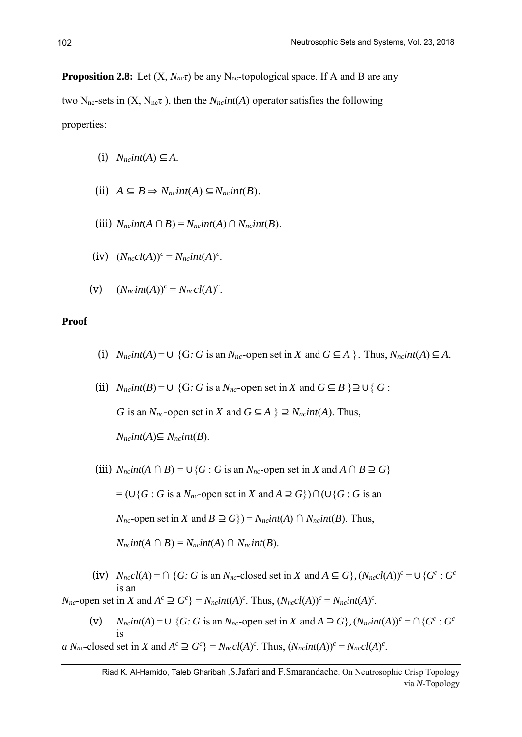**Proposition 2.8:** Let $(X, N_{nc}\tau)$ be any $N_{nc}$-topological space. If A and B are any two $N_{nc}$-sets in $(X, N_{nc}\tau)$, then the $N_{nc}int(A)$ operator satisfies the following properties:

(i) $N_{nc}int(A) \subseteq A$.

(ii) $A \subseteq B \Rightarrow N_{nc}int(A) \subseteq N_{nc}int(B)$.

(iii) $N_{nc}int(A \cap B) = N_{nc}int(A) \cap N_{nc}int(B)$.

(iv) $(N_{nc}cl(A))^c = N_{nc}int(A)^c$.

(v) $(N_{nc}int(A))^c = N_{nc}cl(A)^c$.

**Proof**

(i) $N_{nc}int(A) = \cup$ {G: $G$ is an $N_{nc}$-open set in $X$ and $G \subseteq A$ }. Thus, $N_{nc}int(A) \subseteq A$.

(ii) $N_{nc}int(B) = \cup$ {G: $G$ is a $N_{nc}$-open set in $X$ and $G \subseteq B$ }$\supseteq \cup${ $G$ : $G$ is an $N_{nc}$-open set in $X$ and $G \subseteq A$ } $\supseteq N_{nc}int(A)$. Thus, $N_{nc}int(A) \subseteq N_{nc}int(B)$.

(iii) $N_{nc}int(A \cap B) = \cup\{G : G$ is an $N_{nc}$-open set in $X$ and $A \cap B \supseteq G\}$ $= (\cup\{G : G$ is a $N_{nc}$-open set in $X$ and $A \supseteq G\}) \cap (\cup\{G : G$ is an $N_{nc}$-open set in $X$ and $B \supseteq G\}) = N_{nc}int(A) \cap N_{nc}int(B)$. Thus, $N_{nc}int(A \cap B) = N_{nc}int(A) \cap N_{nc}int(B)$.

(iv) $N_{nc}cl(A) = \cap$ {$G$: $G$ is an $N_{nc}$-closed set in $X$ and $A \subseteq G$}, $(N_{nc}cl(A))^c = \cup\{G^c : G^c$ is an $N_{nc}$-open set in $X$ and $A^c \supseteq G^c\} = N_{nc}int(A)^c$. Thus, $(N_{nc}cl(A))^c = N_{nc}int(A)^c$.

(v) $N_{nc}int(A) = \cup$ {$G$: $G$ is an $N_{nc}$-open set in $X$ and $A \supseteq G$}, $(N_{nc}int(A))^c = \cap\{G^c : G^c$ is *a* $N_{nc}$-closed set in $X$ and $A^c \supseteq G^c\} = N_{nc}cl(A)^c$. Thus, $(N_{nc}int(A))^c = N_{nc}cl(A)^c$.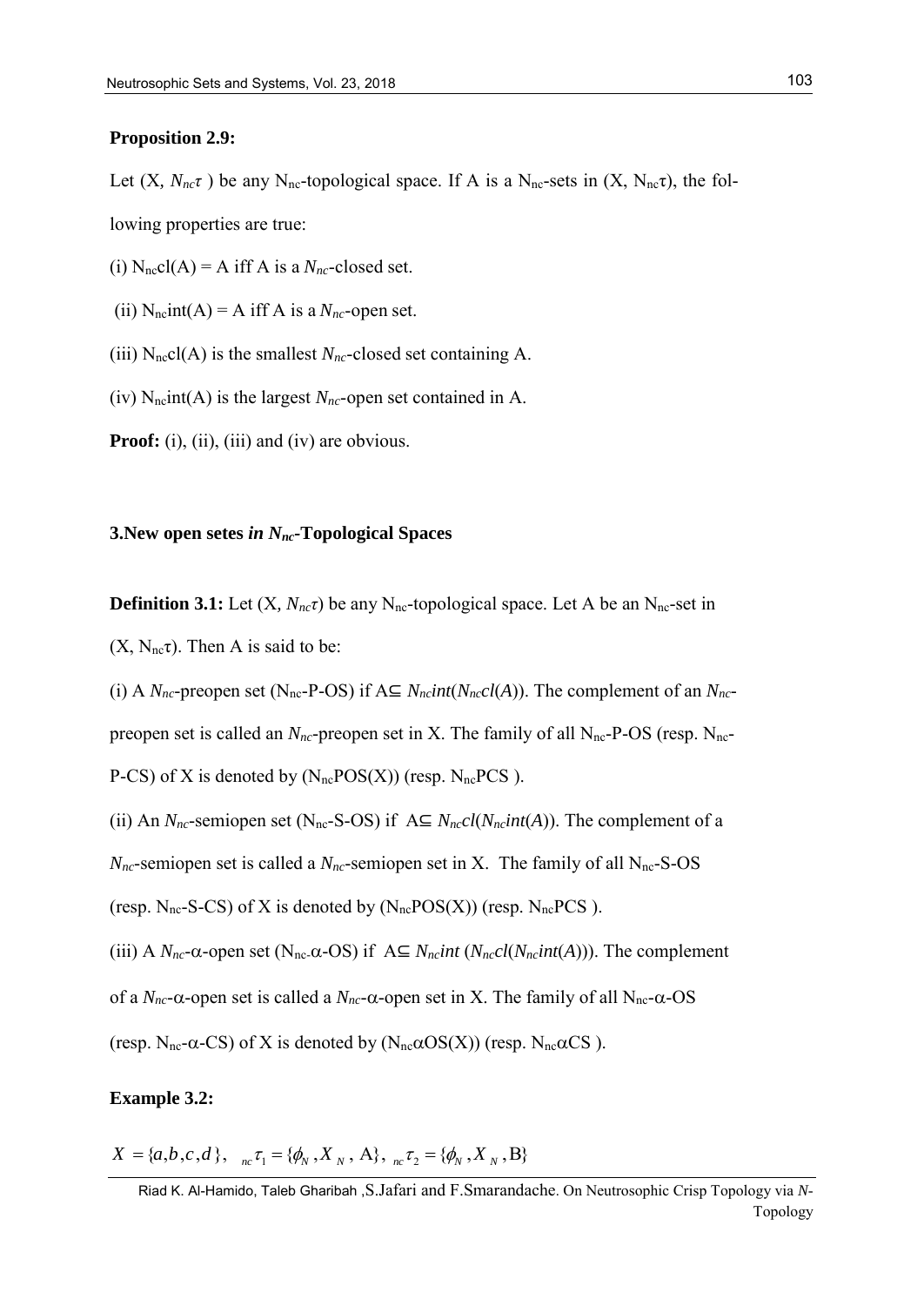**Proposition 2.9:**

Let (X, $N_{nc}\tau$ ) be any $N_{nc}$-topological space. If A is a $N_{nc}$-sets in (X, $N_{nc}\tau$), the following properties are true:

(i) $N_{nc}cl(A) = A$ iff A is a $N_{nc}$-closed set.

(ii) $N_{nc}int(A) = A$ iff A is a $N_{nc}$-open set.

(iii) $N_{nc}cl(A)$ is the smallest $N_{nc}$-closed set containing A.

(iv) $N_{nc}int(A)$ is the largest $N_{nc}$-open set contained in A.

**Proof:** (i), (ii), (iii) and (iv) are obvious.

### 3.New open setes *in* $N_{nc}$-Topological Spaces

**Definition 3.1:** Let (X, $N_{nc}\tau$) be any $N_{nc}$-topological space. Let A be an $N_{nc}$-set in (X, $N_{nc}\tau$). Then A is said to be:

(i) A $N_{nc}$-preopen set ($N_{nc}$-P-OS) if $A \subseteq N_{nc}int(N_{nc}cl(A))$. The complement of an $N_{nc}$-preopen set is called an $N_{nc}$-preopen set in X. The family of all $N_{nc}$-P-OS (resp. $N_{nc}$-P-CS) of X is denoted by ($N_{nc}$POS(X)) (resp. $N_{nc}$PCS ).

(ii) An $N_{nc}$-semiopen set ($N_{nc}$-S-OS) if $A \subseteq N_{nc}cl(N_{nc}int(A))$. The complement of a $N_{nc}$-semiopen set is called a $N_{nc}$-semiopen set in X. The family of all $N_{nc}$-S-OS (resp. $N_{nc}$-S-CS) of X is denoted by ($N_{nc}$POS(X)) (resp. $N_{nc}$PCS ).

(iii) A $N_{nc}$-$\alpha$-open set ($N_{nc}$-$\alpha$-OS) if $A \subseteq N_{nc}int(N_{nc}cl(N_{nc}int(A)))$. The complement of a $N_{nc}$-$\alpha$-open set is called a $N_{nc}$-$\alpha$-open set in X. The family of all $N_{nc}$-$\alpha$-OS (resp. $N_{nc}$-$\alpha$-CS) of X is denoted by ($N_{nc}\alpha$OS(X)) (resp. $N_{nc}\alpha$CS ).

**Example 3.2:**

$X = \{a, b, c, d\}$, ${}_{nc}\tau_1 = \{\phi_N, X_N, \text{A}\}$, ${}_{nc}\tau_2 = \{\phi_N, X_N, \text{B}\}$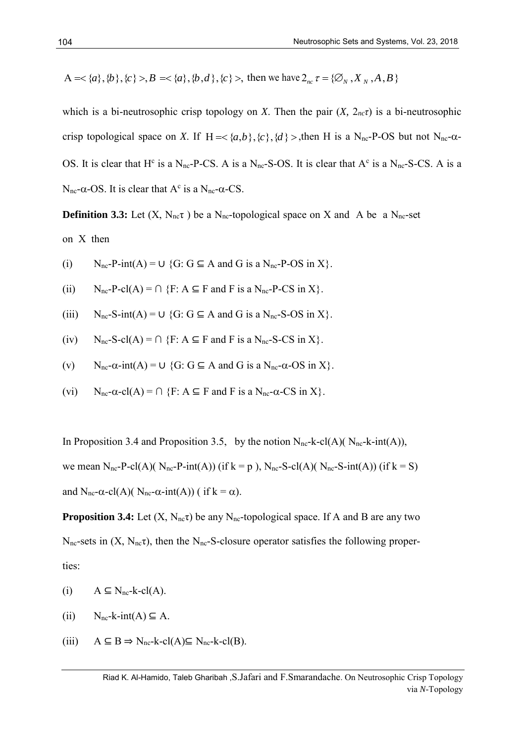$A = <\{a\},\{b\},\{c\}>, B = <\{a\},\{b,d\},\{c\}>,$ then we have $2_{nc}\tau = \{\varnothing_N, X_N, A, B\}$

which is a bi-neutrosophic crisp topology on *X*. Then the pair (*X,* $2_{nc}\tau$) is a bi-neutrosophic crisp topological space on *X*. If $H = <\{a,b\},\{c\},\{d\}>$, then H is a $N_{nc}$-P-OS but not $N_{nc}$-$\alpha$-OS. It is clear that $H^c$ is a $N_{nc}$-P-CS. A is a $N_{nc}$-S-OS. It is clear that $A^c$ is a $N_{nc}$-S-CS. A is a $N_{nc}$-$\alpha$-OS. It is clear that $A^c$ is a $N_{nc}$-$\alpha$-CS.

**Definition 3.3:** Let (X, $N_{nc}\tau$ ) be a $N_{nc}$-topological space on X and A be a $N_{nc}$-set on X then

(i) $N_{nc}$-P-int(A) = ∪ {G: G ⊆ A and G is a $N_{nc}$-P-OS in X}.

(ii) $N_{nc}$-P-cl(A) = ∩ {F: A ⊆ F and F is a $N_{nc}$-P-CS in X}.

(iii) $N_{nc}$-S-int(A) = ∪ {G: G ⊆ A and G is a $N_{nc}$-S-OS in X}.

(iv) $N_{nc}$-S-cl(A) = ∩ {F: A ⊆ F and F is a $N_{nc}$-S-CS in X}.

(v) $N_{nc}$-$\alpha$-int(A) = ∪ {G: G ⊆ A and G is a $N_{nc}$-$\alpha$-OS in X}.

(vi) $N_{nc}$-$\alpha$-cl(A) = ∩ {F: A ⊆ F and F is a $N_{nc}$-$\alpha$-CS in X}.

In Proposition 3.4 and Proposition 3.5, by the notion $N_{nc}$-k-cl(A)( $N_{nc}$-k-int(A)), we mean $N_{nc}$-P-cl(A)( $N_{nc}$-P-int(A)) (if k = p ), $N_{nc}$-S-cl(A)( $N_{nc}$-S-int(A)) (if k = S) and $N_{nc}$-$\alpha$-cl(A)( $N_{nc}$-$\alpha$-int(A)) ( if k = $\alpha$).

**Proposition 3.4:** Let (X, $N_{nc}\tau$) be any $N_{nc}$-topological space. If A and B are any two $N_{nc}$-sets in (X, $N_{nc}\tau$), then the $N_{nc}$-S-closure operator satisfies the following properties:

(i) A ⊆ $N_{nc}$-k-cl(A).

(ii) $N_{nc}$-k-int(A) ⊆ A.

(iii) A ⊆ B ⇒ $N_{nc}$-k-cl(A)⊆ $N_{nc}$-k-cl(B).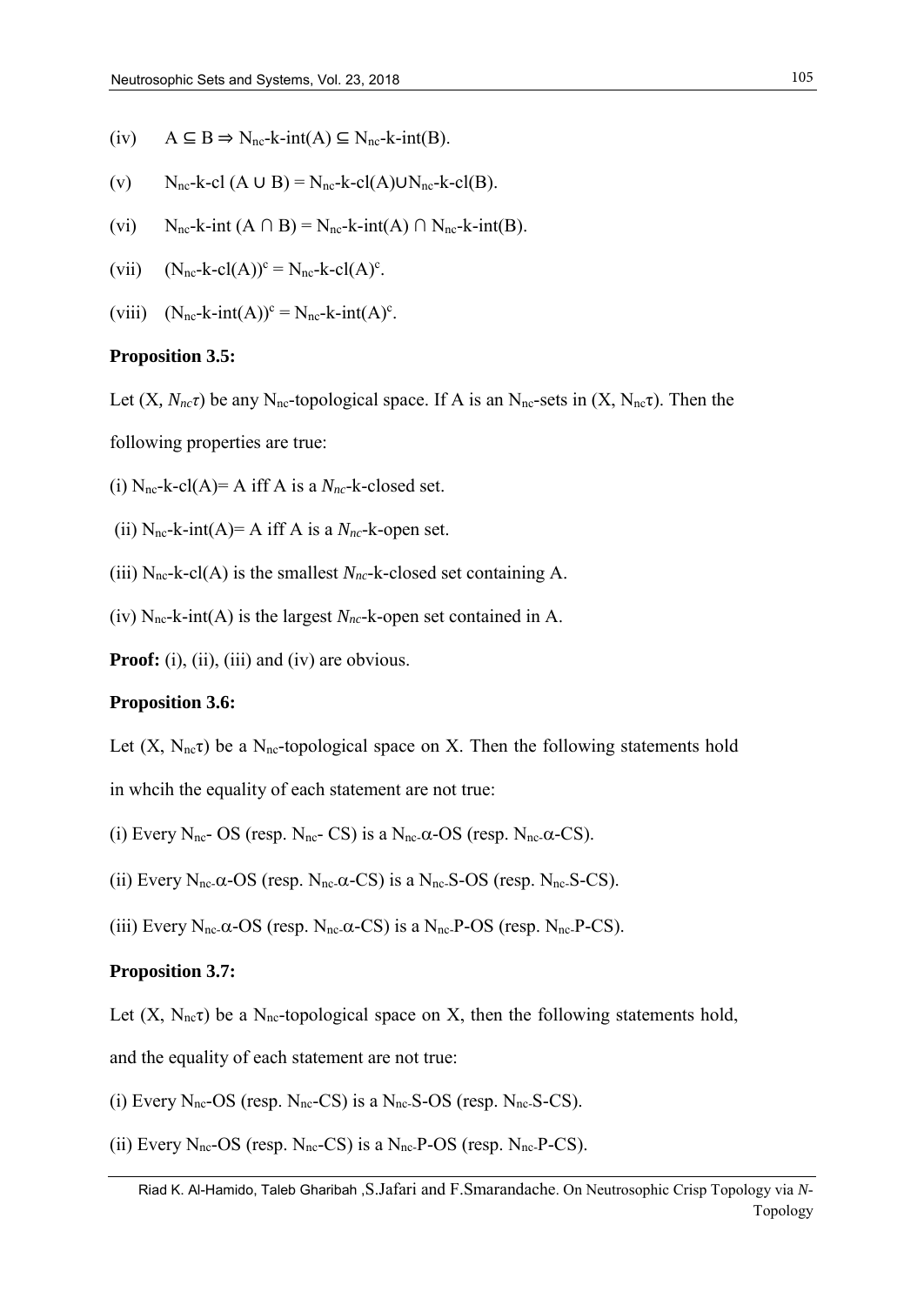(iv) $A \subseteq B \Rightarrow N_{nc}$-k-int(A) $\subseteq N_{nc}$-k-int(B).

(v) $N_{nc}$-k-cl $(A \cup B) = N_{nc}$-k-cl(A)$\cup N_{nc}$-k-cl(B).

(vi) $N_{nc}$-k-int $(A \cap B) = N_{nc}$-k-int(A) $\cap N_{nc}$-k-int(B).

(vii) $(N_{nc}\text{-k-cl}(A))^c = N_{nc}\text{-k-cl}(A)^c$.

(viii) $(N_{nc}\text{-k-int}(A))^c = N_{nc}\text{-k-int}(A)^c$.

**Proposition 3.5:**

Let $(X, N_{nc}\tau)$ be any $N_{nc}$-topological space. If A is an $N_{nc}$-sets in $(X, N_{nc}\tau)$. Then the following properties are true:

(i) $N_{nc}$-k-cl(A)= A iff A is a $N_{nc}$-k-closed set.

(ii) $N_{nc}$-k-int(A)= A iff A is a $N_{nc}$-k-open set.

(iii) $N_{nc}$-k-cl(A) is the smallest $N_{nc}$-k-closed set containing A.

(iv) $N_{nc}$-k-int(A) is the largest $N_{nc}$-k-open set contained in A.

**Proof:** (i), (ii), (iii) and (iv) are obvious.

**Proposition 3.6:**

Let $(X, N_{nc}\tau)$ be a $N_{nc}$-topological space on X. Then the following statements hold in whcih the equality of each statement are not true:

(i) Every $N_{nc}$- OS (resp. $N_{nc}$- CS) is a $N_{nc}$-$\alpha$-OS (resp. $N_{nc}$-$\alpha$-CS).

(ii) Every $N_{nc}$-$\alpha$-OS (resp. $N_{nc}$-$\alpha$-CS) is a $N_{nc}$-S-OS (resp. $N_{nc}$-S-CS).

(iii) Every $N_{nc}$-$\alpha$-OS (resp. $N_{nc}$-$\alpha$-CS) is a $N_{nc}$-P-OS (resp. $N_{nc}$-P-CS).

**Proposition 3.7:**

Let $(X, N_{nc}\tau)$ be a $N_{nc}$-topological space on X, then the following statements hold, and the equality of each statement are not true:

(i) Every $N_{nc}$-OS (resp. $N_{nc}$-CS) is a $N_{nc}$-S-OS (resp. $N_{nc}$-S-CS).

(ii) Every $N_{nc}$-OS (resp. $N_{nc}$-CS) is a $N_{nc}$-P-OS (resp. $N_{nc}$-P-CS).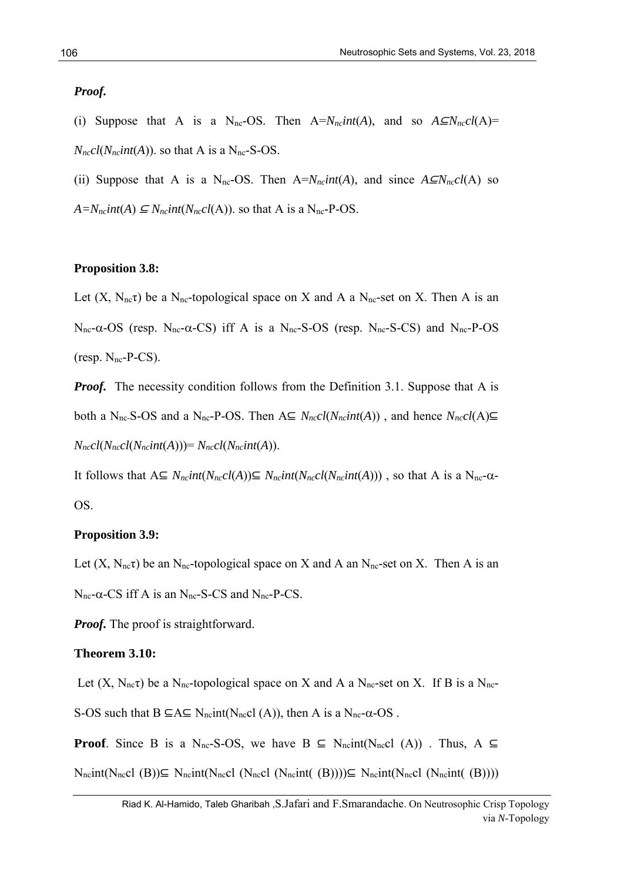***Proof.***

(i) Suppose that A is a $N_{nc}$-OS. Then $A=N_{nc}int(A)$, and so $A\subseteq N_{nc}cl(A)= N_{nc}cl(N_{nc}int(A))$. so that A is a $N_{nc}$-S-OS.

(ii) Suppose that A is a $N_{nc}$-OS. Then $A=N_{nc}int(A)$, and since $A\subseteq N_{nc}cl(A)$ so $A=N_{nc}int(A) \subseteq N_{nc}int(N_{nc}cl(A))$. so that A is a $N_{nc}$-P-OS.

**Proposition 3.8:**

Let $(X, N_{nc}\tau)$ be a $N_{nc}$-topological space on X and A a $N_{nc}$-set on X. Then A is an $N_{nc}$-$\alpha$-OS (resp. $N_{nc}$-$\alpha$-CS) iff A is a $N_{nc}$-S-OS (resp. $N_{nc}$-S-CS) and $N_{nc}$-P-OS (resp. $N_{nc}$-P-CS).

***Proof.*** The necessity condition follows from the Definition 3.1. Suppose that A is both a $N_{nc}$-S-OS and a $N_{nc}$-P-OS. Then $A\subseteq N_{nc}cl(N_{nc}int(A))$ , and hence $N_{nc}cl(A)\subseteq N_{nc}cl(N_{nc}cl(N_{nc}int(A)))= N_{nc}cl(N_{nc}int(A))$.

It follows that $A\subseteq N_{nc}int(N_{nc}cl(A))\subseteq N_{nc}int(N_{nc}cl(N_{nc}int(A)))$ , so that A is a $N_{nc}$-$\alpha$-OS.

**Proposition 3.9:**

Let $(X, N_{nc}\tau)$ be an $N_{nc}$-topological space on X and A an $N_{nc}$-set on X. Then A is an $N_{nc}$-$\alpha$-CS iff A is an $N_{nc}$-S-CS and $N_{nc}$-P-CS.

***Proof.*** The proof is straightforward.

**Theorem 3.10:**

Let $(X, N_{nc}\tau)$ be a $N_{nc}$-topological space on X and A a $N_{nc}$-set on X. If B is a $N_{nc}$-S-OS such that $B \subseteq A\subseteq N_{nc}int(N_{nc}cl(A))$, then A is a $N_{nc}$-$\alpha$-OS .

**Proof**. Since B is a $N_{nc}$-S-OS, we have $B \subseteq N_{nc}int(N_{nc}cl(A))$ . Thus, $A \subseteq N_{nc}int(N_{nc}cl(B))\subseteq N_{nc}int(N_{nc}cl(N_{nc}cl(N_{nc}int(B))))\subseteq N_{nc}int(N_{nc}cl(N_{nc}int(B)))$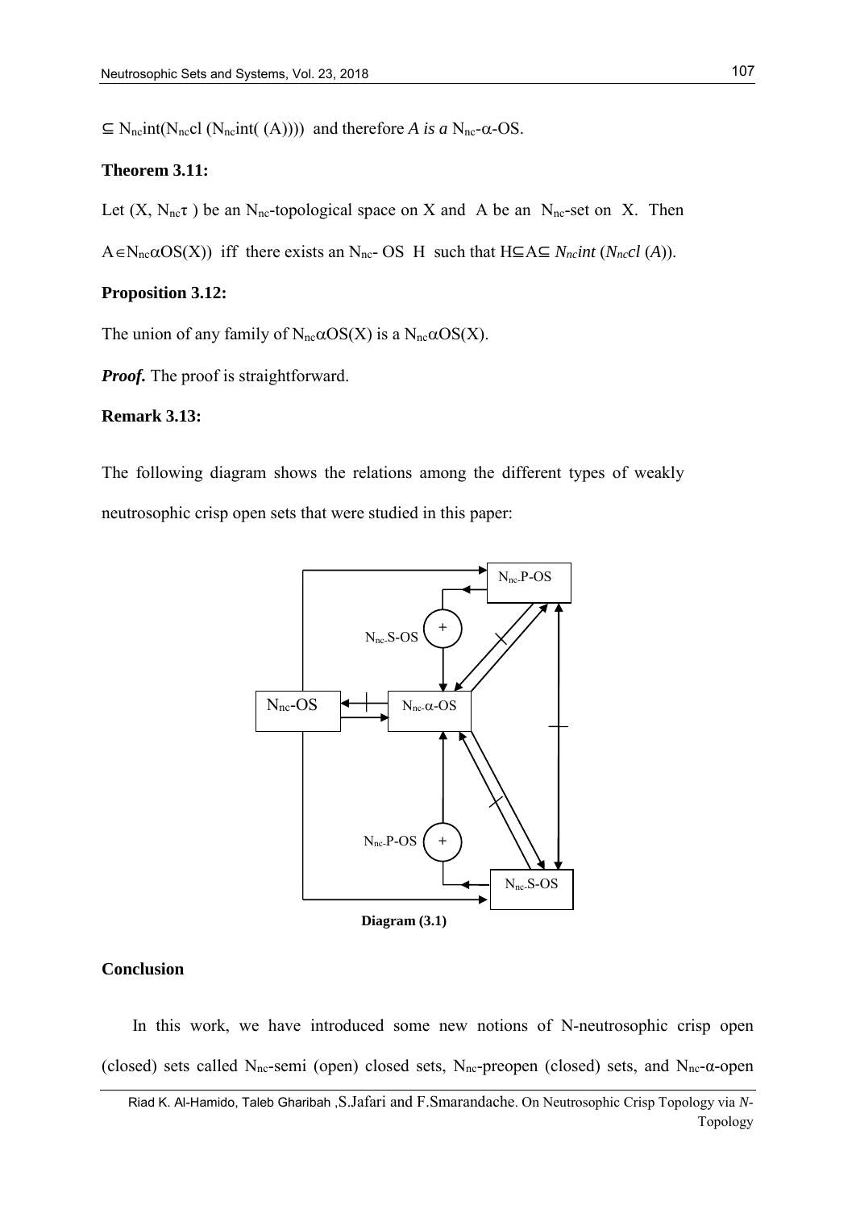$\subseteq N_{nc}int(N_{nc}cl\ (N_{nc}int(\ (A))))$ and therefore *A is a* $N_{nc}$-$\alpha$-OS.

**Theorem 3.11:**

Let $(X, N_{nc}\tau)$ be an $N_{nc}$-topological space on X and A be an $N_{nc}$-set on X. Then $A \in N_{nc}\alpha OS(X))$ iff there exists an $N_{nc}$- OS H such that $H \subseteq A \subseteq N_{nc}int\ (N_{nc}cl\ (A))$.

**Proposition 3.12:**

The union of any family of $N_{nc}\alpha OS(X)$ is a $N_{nc}\alpha OS(X)$.

***Proof.*** The proof is straightforward.

**Remark 3.13:**

The following diagram shows the relations among the different types of weakly neutrosophic crisp open sets that were studied in this paper:

**Diagram (3.1)**

**Conclusion**

In this work, we have introduced some new notions of N-neutrosophic crisp open (closed) sets called $N_{nc}$-semi (open) closed sets, $N_{nc}$-preopen (closed) sets, and $N_{nc}$-$\alpha$-open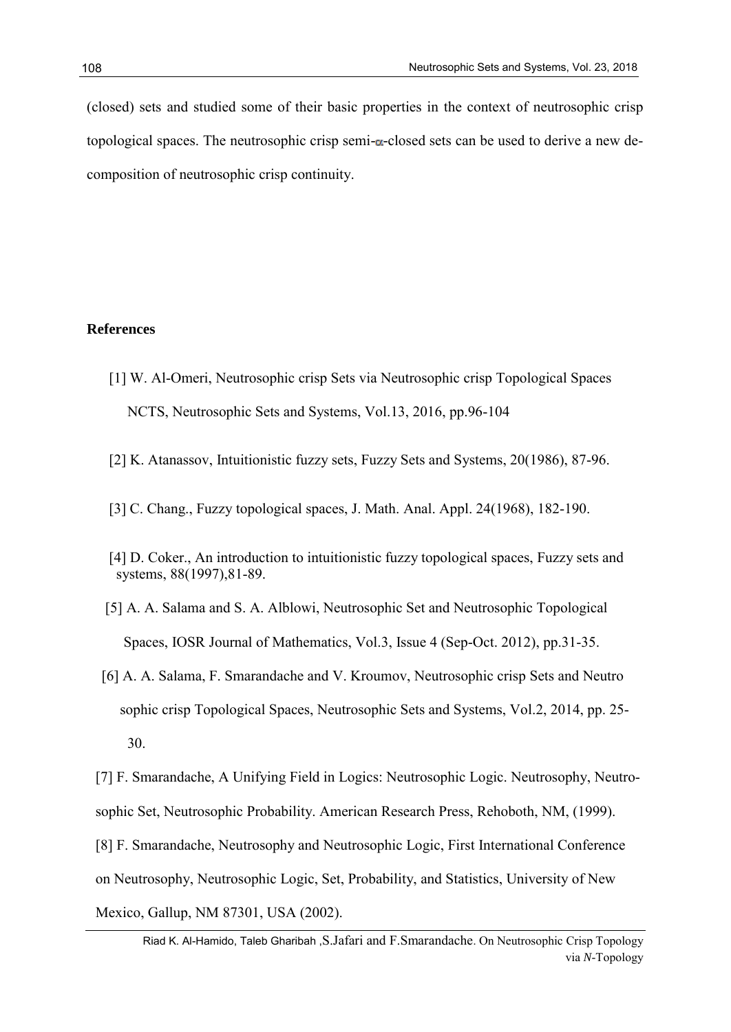(closed) sets and studied some of their basic properties in the context of neutrosophic crisp topological spaces. The neutrosophic crisp semi-$\alpha$-closed sets can be used to derive a new decomposition of neutrosophic crisp continuity.

## References

[1] W. Al-Omeri, Neutrosophic crisp Sets via Neutrosophic crisp Topological Spaces NCTS, Neutrosophic Sets and Systems, Vol.13, 2016, pp.96-104

[2] K. Atanassov, Intuitionistic fuzzy sets, Fuzzy Sets and Systems, 20(1986), 87-96.

[3] C. Chang., Fuzzy topological spaces, J. Math. Anal. Appl. 24(1968), 182-190.

[4] D. Coker., An introduction to intuitionistic fuzzy topological spaces, Fuzzy sets and systems, 88(1997),81-89.

[5] A. A. Salama and S. A. Alblowi, Neutrosophic Set and Neutrosophic Topological Spaces, IOSR Journal of Mathematics, Vol.3, Issue 4 (Sep-Oct. 2012), pp.31-35.

[6] A. A. Salama, F. Smarandache and V. Kroumov, Neutrosophic crisp Sets and Neutro sophic crisp Topological Spaces, Neutrosophic Sets and Systems, Vol.2, 2014, pp. 25-30.

[7] F. Smarandache, A Unifying Field in Logics: Neutrosophic Logic. Neutrosophy, Neutrosophic Set, Neutrosophic Probability. American Research Press, Rehoboth, NM, (1999).

[8] F. Smarandache, Neutrosophy and Neutrosophic Logic, First International Conference on Neutrosophy, Neutrosophic Logic, Set, Probability, and Statistics, University of New Mexico, Gallup, NM 87301, USA (2002).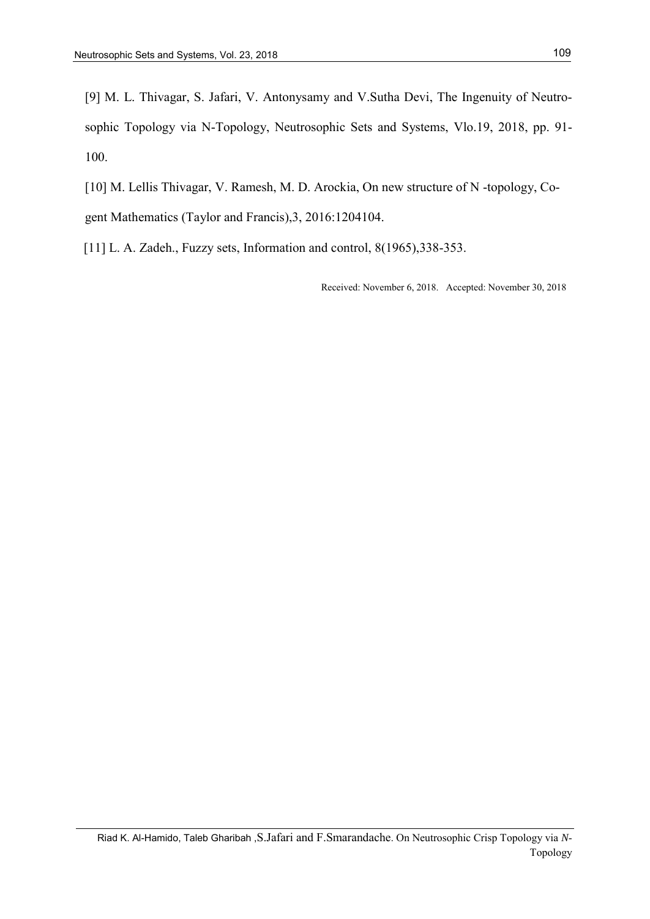[9] M. L. Thivagar, S. Jafari, V. Antonysamy and V.Sutha Devi, The Ingenuity of Neutrosophic Topology via N-Topology, Neutrosophic Sets and Systems, Vlo.19, 2018, pp. 91-100.

[10] M. Lellis Thivagar, V. Ramesh, M. D. Arockia, On new structure of N -topology, Cogent Mathematics (Taylor and Francis),3, 2016:1204104.

[11] L. A. Zadeh., Fuzzy sets, Information and control, 8(1965),338-353.

Received: November 6, 2018. Accepted: November 30, 2018